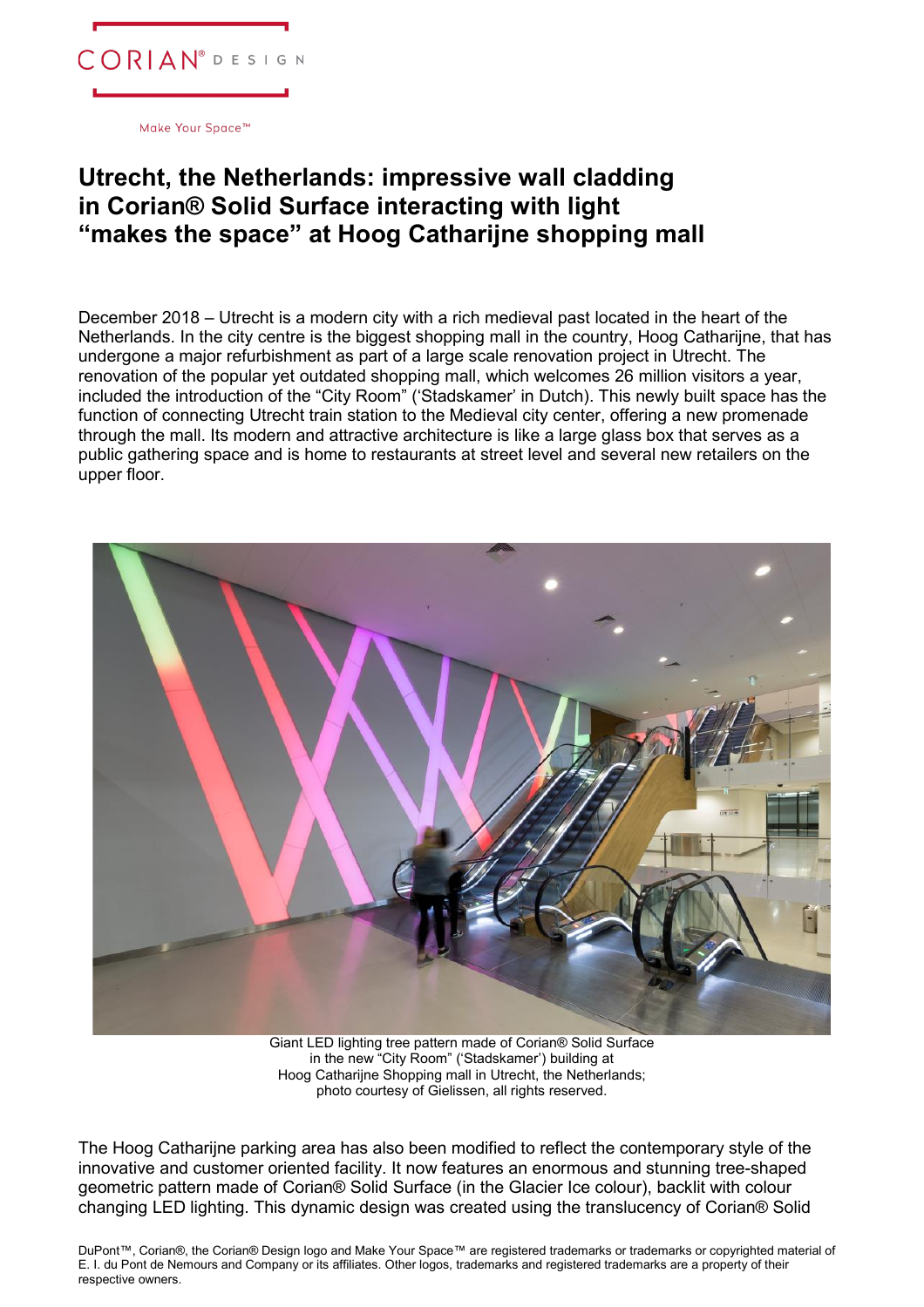CORIAN® DESIGN

Make Your Space™

# Utrecht, the Netherlands: impressive wall cladding in Corian® Solid Surface interacting with light "makes the space" at Hoog Catharijne shopping mall

December 2018 – Utrecht is a modern city with a rich medieval past located in the heart of the Netherlands. In the city centre is the biggest shopping mall in the country, Hoog Catharijne, that has undergone a major refurbishment as part of a large scale renovation project in Utrecht. The renovation of the popular yet outdated shopping mall, which welcomes 26 million visitors a year, included the introduction of the "City Room" ('Stadskamer' in Dutch). This newly built space has the function of connecting Utrecht train station to the Medieval city center, offering a new promenade through the mall. Its modern and attractive architecture is like a large glass box that serves as a public gathering space and is home to restaurants at street level and several new retailers on the upper floor.

Giant LED lighting tree pattern made of Corian® Solid Surface in the new "City Room" ('Stadskamer') building at Hoog Catharijne Shopping mall in Utrecht, the Netherlands; photo courtesy of Gielissen, all rights reserved.

The Hoog Catharijne parking area has also been modified to reflect the contemporary style of the innovative and customer oriented facility. It now features an enormous and stunning tree-shaped geometric pattern made of Corian® Solid Surface (in the Glacier Ice colour), backlit with colour changing LED lighting. This dynamic design was created using the translucency of Corian® Solid

DuPont™, Corian®, the Corian® Design logo and Make Your Space™ are registered trademarks or trademarks or copyrighted material of E. I. du Pont de Nemours and Company or its affiliates. Other logos, trademarks and registered trademarks are a property of their respective owners.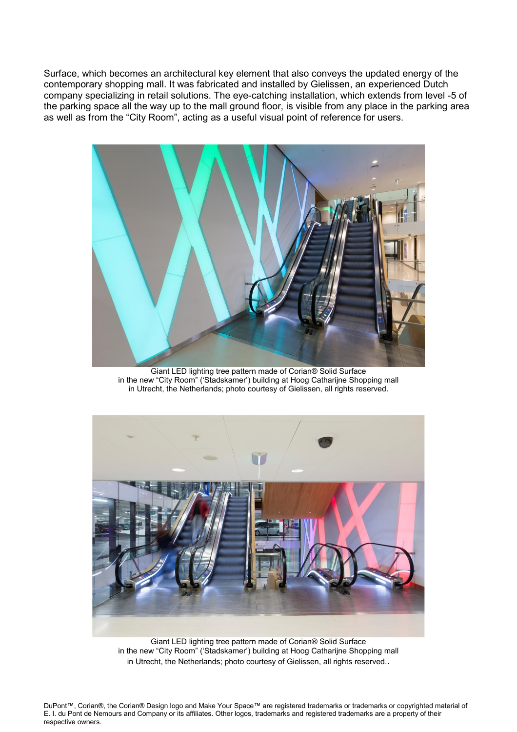Surface, which becomes an architectural key element that also conveys the updated energy of the contemporary shopping mall. It was fabricated and installed by Gielissen, an experienced Dutch company specializing in retail solutions. The eye-catching installation, which extends from level -5 of the parking space all the way up to the mall ground floor, is visible from any place in the parking area as well as from the “City Room”, acting as a useful visual point of reference for users.

Giant LED lighting tree pattern made of Corian® Solid Surface
in the new “City Room” (‘Stadskamer’) building at Hoog Catharijne Shopping mall
in Utrecht, the Netherlands; photo courtesy of Gielissen, all rights reserved.

Giant LED lighting tree pattern made of Corian® Solid Surface
in the new “City Room” (‘Stadskamer’) building at Hoog Catharijne Shopping mall
in Utrecht, the Netherlands; photo courtesy of Gielissen, all rights reserved..

DuPont™, Corian®, the Corian® Design logo and Make Your Space™ are registered trademarks or trademarks or copyrighted material of E. I. du Pont de Nemours and Company or its affiliates. Other logos, trademarks and registered trademarks are a property of their respective owners.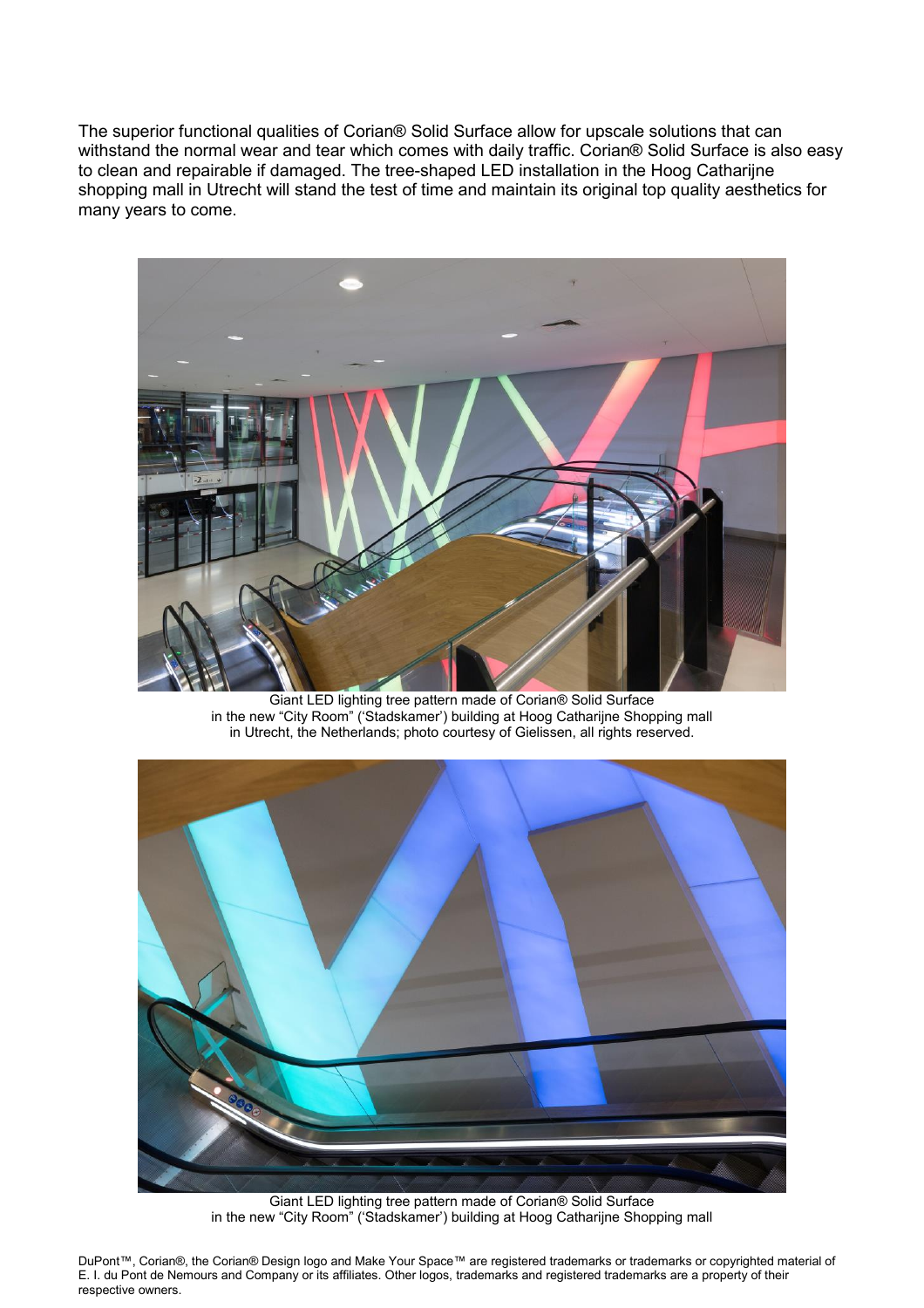The superior functional qualities of Corian® Solid Surface allow for upscale solutions that can withstand the normal wear and tear which comes with daily traffic. Corian® Solid Surface is also easy to clean and repairable if damaged. The tree-shaped LED installation in the Hoog Catharijne shopping mall in Utrecht will stand the test of time and maintain its original top quality aesthetics for many years to come.

Giant LED lighting tree pattern made of Corian® Solid Surface
in the new "City Room" ('Stadskamer') building at Hoog Catharijne Shopping mall
in Utrecht, the Netherlands; photo courtesy of Gielissen, all rights reserved.

Giant LED lighting tree pattern made of Corian® Solid Surface
in the new "City Room" ('Stadskamer') building at Hoog Catharijne Shopping mall

DuPont™, Corian®, the Corian® Design logo and Make Your Space™ are registered trademarks or trademarks or copyrighted material of E. I. du Pont de Nemours and Company or its affiliates. Other logos, trademarks and registered trademarks are a property of their respective owners.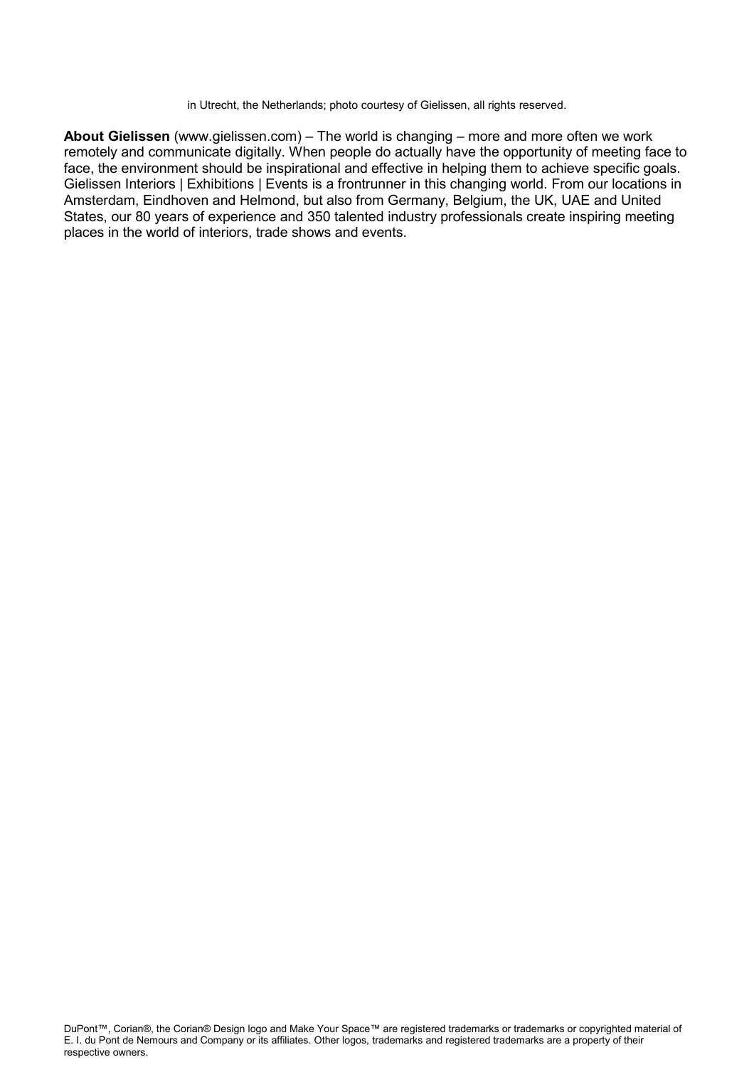in Utrecht, the Netherlands; photo courtesy of Gielissen, all rights reserved.

**About Gielissen** (www.gielissen.com) – The world is changing – more and more often we work remotely and communicate digitally. When people do actually have the opportunity of meeting face to face, the environment should be inspirational and effective in helping them to achieve specific goals. Gielissen Interiors | Exhibitions | Events is a frontrunner in this changing world. From our locations in Amsterdam, Eindhoven and Helmond, but also from Germany, Belgium, the UK, UAE and United States, our 80 years of experience and 350 talented industry professionals create inspiring meeting places in the world of interiors, trade shows and events.

DuPont™, Corian®, the Corian® Design logo and Make Your Space™ are registered trademarks or trademarks or copyrighted material of E. I. du Pont de Nemours and Company or its affiliates. Other logos, trademarks and registered trademarks are a property of their respective owners.